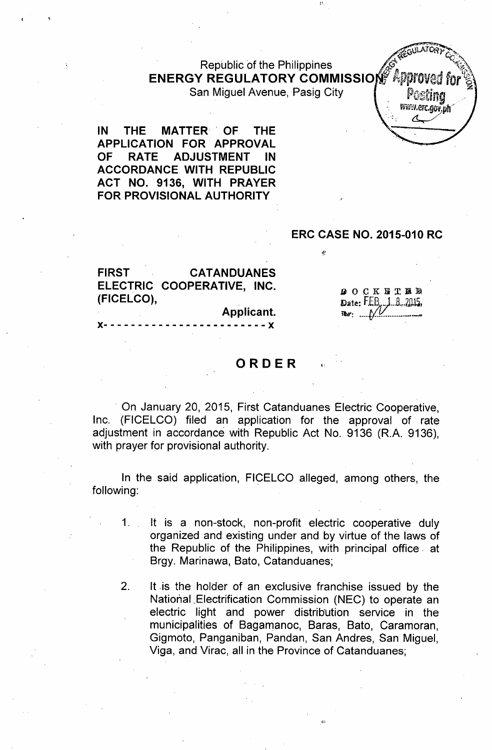Republic of the Philippines
**ENERGY REGULATORY COMMISSION**
San Miguel Avenue, Pasig City

**IN THE MATTER OF THE APPLICATION FOR APPROVAL OF RATE ADJUSTMENT IN ACCORDANCE WITH REPUBLIC ACT NO. 9136, WITH PRAYER FOR PROVISIONAL AUTHORITY**

**ERC CASE NO. 2015-010 RC**

**FIRST CATANDUANES ELECTRIC COOPERATIVE, INC. (FICELCO),**
**Applicant.**
x- - - - - - - - - - - - - - - - - - - - - - - x

DOCKETED
Date: FEB. 18 2015

# ORDER

On January 20, 2015, First Catanduanes Electric Cooperative, Inc. (FICELCO) filed an application for the approval of rate adjustment in accordance with Republic Act No. 9136 (R.A. 9136), with prayer for provisional authority.

In the said application, FICELCO alleged, among others, the following:

1. It is a non-stock, non-profit electric cooperative duly organized and existing under and by virtue of the laws of the Republic of the Philippines, with principal office at Brgy. Marinawa, Bato, Catanduanes;

2. It is the holder of an exclusive franchise issued by the National Electrification Commission (NEC) to operate an electric light and power distribution service in the municipalities of Bagamanoc, Baras, Bato, Caramoran, Gigmoto, Panganiban, Pandan, San Andres, San Miguel, Viga, and Virac, all in the Province of Catanduanes;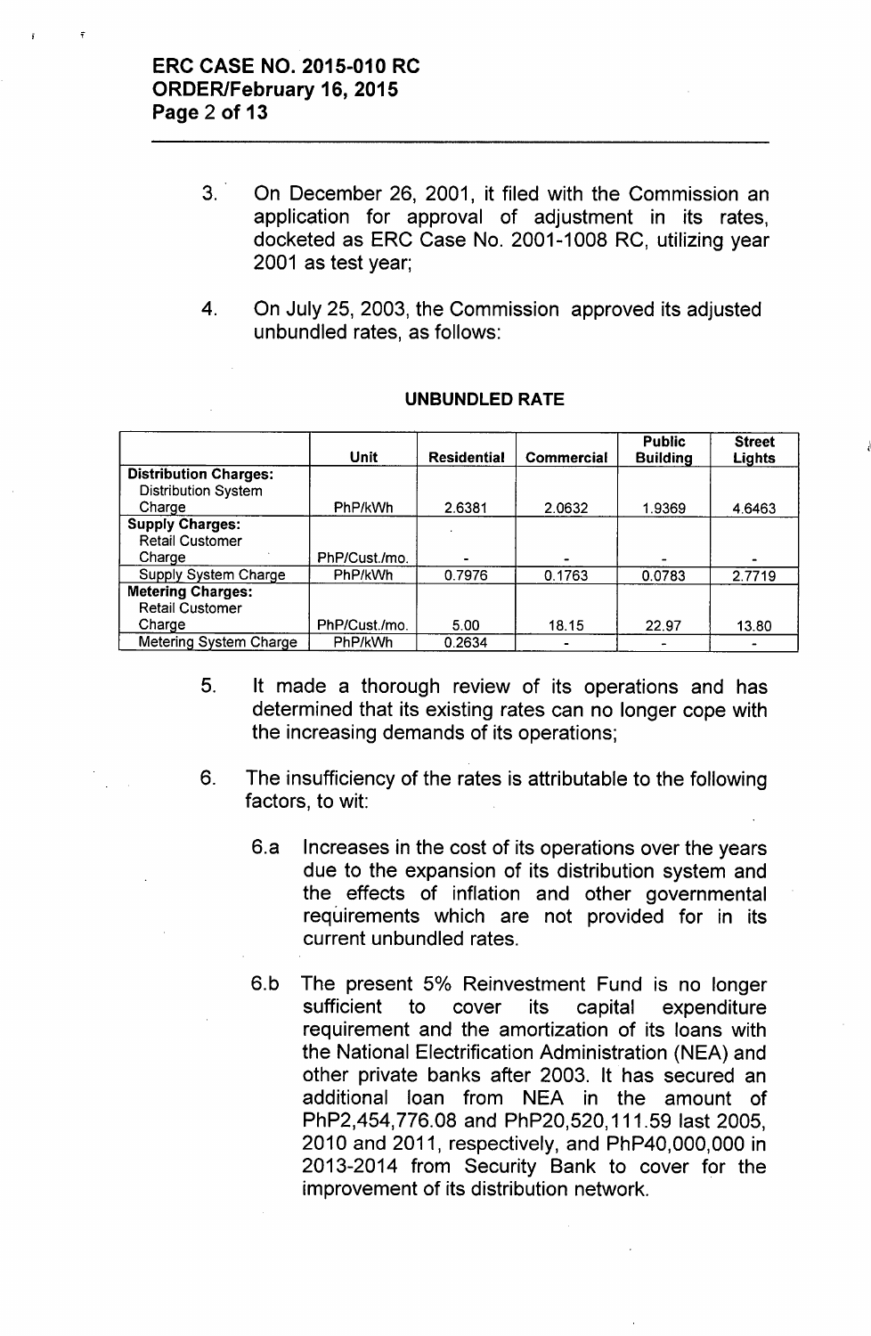3. On December 26, 2001, it filed with the Commission an application for approval of adjustment in its rates, docketed as ERC Case No. 2001-1008 RC, utilizing year 2001 as test year;

4. On July 25, 2003, the Commission approved its adjusted unbundled rates, as follows:

**UNBUNDLED RATE**

| | Unit | Residential | Commercial | Public Building | Street Lights |
|---|---|---|---|---|---|
| **Distribution Charges:** Distribution System Charge | PhP/kWh | 2.6381 | 2.0632 | 1.9369 | 4.6463 |
| **Supply Charges:** Retail Customer Charge | PhP/Cust./mo. | - | - | - | - |
| Supply System Charge | PhP/kWh | 0.7976 | 0.1763 | 0.0783 | 2.7719 |
| **Metering Charges:** Retail Customer Charge | PhP/Cust./mo. | 5.00 | 18.15 | 22.97 | 13.80 |
| Metering System Charge | PhP/kWh | 0.2634 | - | - | - |

5. It made a thorough review of its operations and has determined that its existing rates can no longer cope with the increasing demands of its operations;

6. The insufficiency of the rates is attributable to the following factors, to wit:

   6.a Increases in the cost of its operations over the years due to the expansion of its distribution system and the effects of inflation and other governmental requirements which are not provided for in its current unbundled rates.

   6.b The present 5% Reinvestment Fund is no longer sufficient to cover its capital expenditure requirement and the amortization of its loans with the National Electrification Administration (NEA) and other private banks after 2003. It has secured an additional loan from NEA in the amount of PhP2,454,776.08 and PhP20,520,111.59 last 2005, 2010 and 2011, respectively, and PhP40,000,000 in 2013-2014 from Security Bank to cover for the improvement of its distribution network.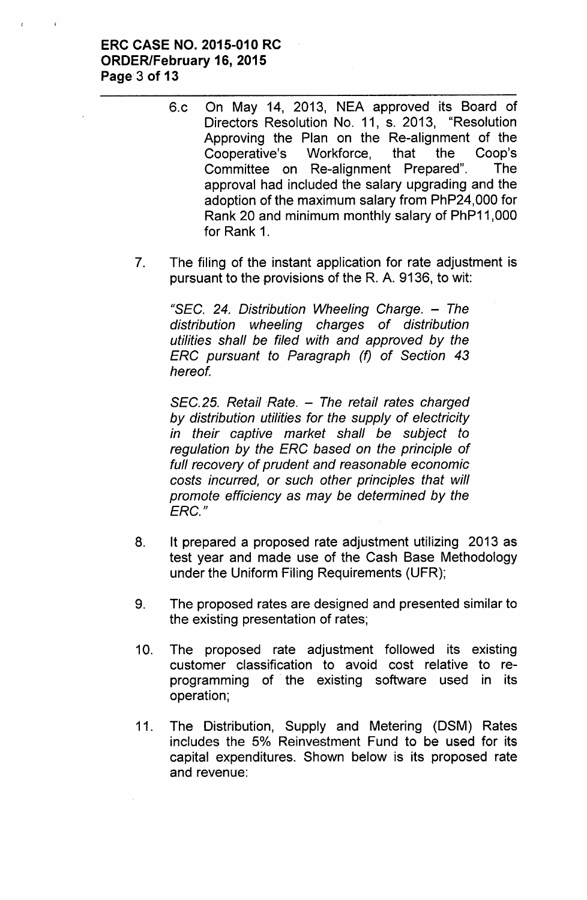6.c On May 14, 2013, NEA approved its Board of Directors Resolution No. 11, s. 2013, "Resolution Approving the Plan on the Re-alignment of the Cooperative's Workforce, that the Coop's Committee on Re-alignment Prepared". The approval had included the salary upgrading and the adoption of the maximum salary from PhP24,000 for Rank 20 and minimum monthly salary of PhP11,000 for Rank 1.

7. The filing of the instant application for rate adjustment is pursuant to the provisions of the R. A. 9136, to wit:

*"SEC. 24. Distribution Wheeling Charge. – The distribution wheeling charges of distribution utilities shall be filed with and approved by the ERC pursuant to Paragraph (f) of Section 43 hereof.*

*SEC.25. Retail Rate. – The retail rates charged by distribution utilities for the supply of electricity in their captive market shall be subject to regulation by the ERC based on the principle of full recovery of prudent and reasonable economic costs incurred, or such other principles that will promote efficiency as may be determined by the ERC."*

8. It prepared a proposed rate adjustment utilizing 2013 as test year and made use of the Cash Base Methodology under the Uniform Filing Requirements (UFR);

9. The proposed rates are designed and presented similar to the existing presentation of rates;

10. The proposed rate adjustment followed its existing customer classification to avoid cost relative to re-programming of the existing software used in its operation;

11. The Distribution, Supply and Metering (DSM) Rates includes the 5% Reinvestment Fund to be used for its capital expenditures. Shown below is its proposed rate and revenue: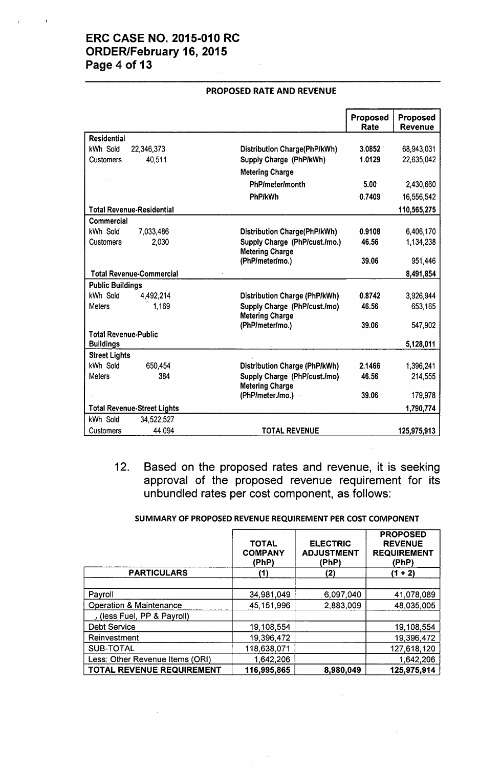**PROPOSED RATE AND REVENUE**

| | | | Proposed Rate | Proposed Revenue |
|---|---|---|---|---|
| **Residential** | | | | |
| kWh Sold | 22,346,373 | Distribution Charge(PhP/kWh) | 3.0852 | 68,943,031 |
| Customers | 40,511 | Supply Charge (PhP/kWh) | 1.0129 | 22,635,042 |
| | | Metering Charge | | |
| | | PhP/meter/month | 5.00 | 2,430,660 |
| | | PhP/kWh | 0.7409 | 16,556,542 |
| **Total Revenue-Residential** | | | | 110,565,275 |
| **Commercial** | | | | |
| kWh Sold | 7,033,486 | Distribution Charge(PhP/kWh) | 0.9108 | 6,406,170 |
| Customers | 2,030 | Supply Charge (PhP/cust./mo.) | 46.56 | 1,134,238 |
| | | Metering Charge (PhP/meter/mo.) | 39.06 | 951,446 |
| **Total Revenue-Commercial** | | | | 8,491,854 |
| **Public Buildings** | | | | |
| kWh Sold | 4,492,214 | Distribution Charge (PhP/kWh) | 0.8742 | 3,926,944 |
| Meters | 1,169 | Supply Charge (PhP/cust./mo) | 46.56 | 653,165 |
| | | Metering Charge (PhP/meter/mo.) | 39.06 | 547,902 |
| **Total Revenue-Public Buildings** | | | | 5,128,011 |
| **Street Lights** | | | | |
| kWh Sold | 650,454 | Distribution Charge (PhP/kWh) | 2.1466 | 1,396,241 |
| Meters | 384 | Supply Charge (PhP/cust./mo) | 46.56 | 214,555 |
| | | Metering Charge (PhP/meter./mo.) | 39.06 | 179,978 |
| **Total Revenue-Street Lights** | | | | 1,790,774 |
| kWh Sold | 34,522,527 | | | |
| Customers | 44,094 | **TOTAL REVENUE** | | 125,975,913 |

12. Based on the proposed rates and revenue, it is seeking approval of the proposed revenue requirement for its unbundled rates per cost component, as follows:

**SUMMARY OF PROPOSED REVENUE REQUIREMENT PER COST COMPONENT**

| | TOTAL COMPANY (PhP) | ELECTRIC ADJUSTMENT (PhP) | PROPOSED REVENUE REQUIREMENT (PhP) |
|---|---|---|---|
| **PARTICULARS** | (1) | (2) | (1 + 2) |
| | | | |
| Payroll | 34,981,049 | 6,097,040 | 41,078,089 |
| Operation & Maintenance | 45,151,996 | 2,883,009 | 48,035,005 |
| (less Fuel, PP & Payroll) | | | |
| Debt Service | 19,108,554 | | 19,108,554 |
| Reinvestment | 19,396,472 | | 19,396,472 |
| SUB-TOTAL | 118,638,071 | | 127,618,120 |
| Less: Other Revenue Items (ORI) | 1,642,206 | | 1,642,206 |
| **TOTAL REVENUE REQUIREMENT** | **116,995,865** | **8,980,049** | **125,975,914** |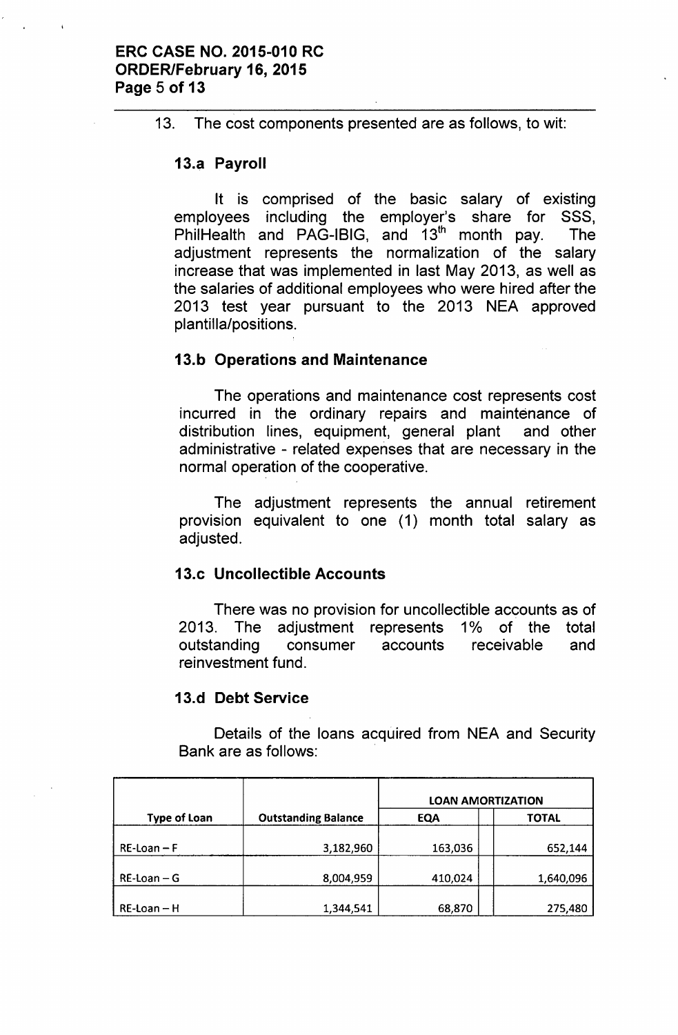13. The cost components presented are as follows, to wit:

### 13.a Payroll

It is comprised of the basic salary of existing employees including the employer's share for SSS, PhilHealth and PAG-IBIG, and 13[th] month pay. The adjustment represents the normalization of the salary increase that was implemented in last May 2013, as well as the salaries of additional employees who were hired after the 2013 test year pursuant to the 2013 NEA approved plantilla/positions.

### 13.b Operations and Maintenance

The operations and maintenance cost represents cost incurred in the ordinary repairs and maintenance of distribution lines, equipment, general plant and other administrative - related expenses that are necessary in the normal operation of the cooperative.

The adjustment represents the annual retirement provision equivalent to one (1) month total salary as adjusted.

### 13.c Uncollectible Accounts

There was no provision for uncollectible accounts as of 2013. The adjustment represents 1% of the total outstanding consumer accounts receivable and reinvestment fund.

### 13.d Debt Service

Details of the loans acquired from NEA and Security Bank are as follows:

| Type of Loan | Outstanding Balance | LOAN AMORTIZATION | |
|---|---|---|---|
| | | EQA | TOTAL |
| RE-Loan – F | 3,182,960 | 163,036 | 652,144 |
| RE-Loan – G | 8,004,959 | 410,024 | 1,640,096 |
| RE-Loan – H | 1,344,541 | 68,870 | 275,480 |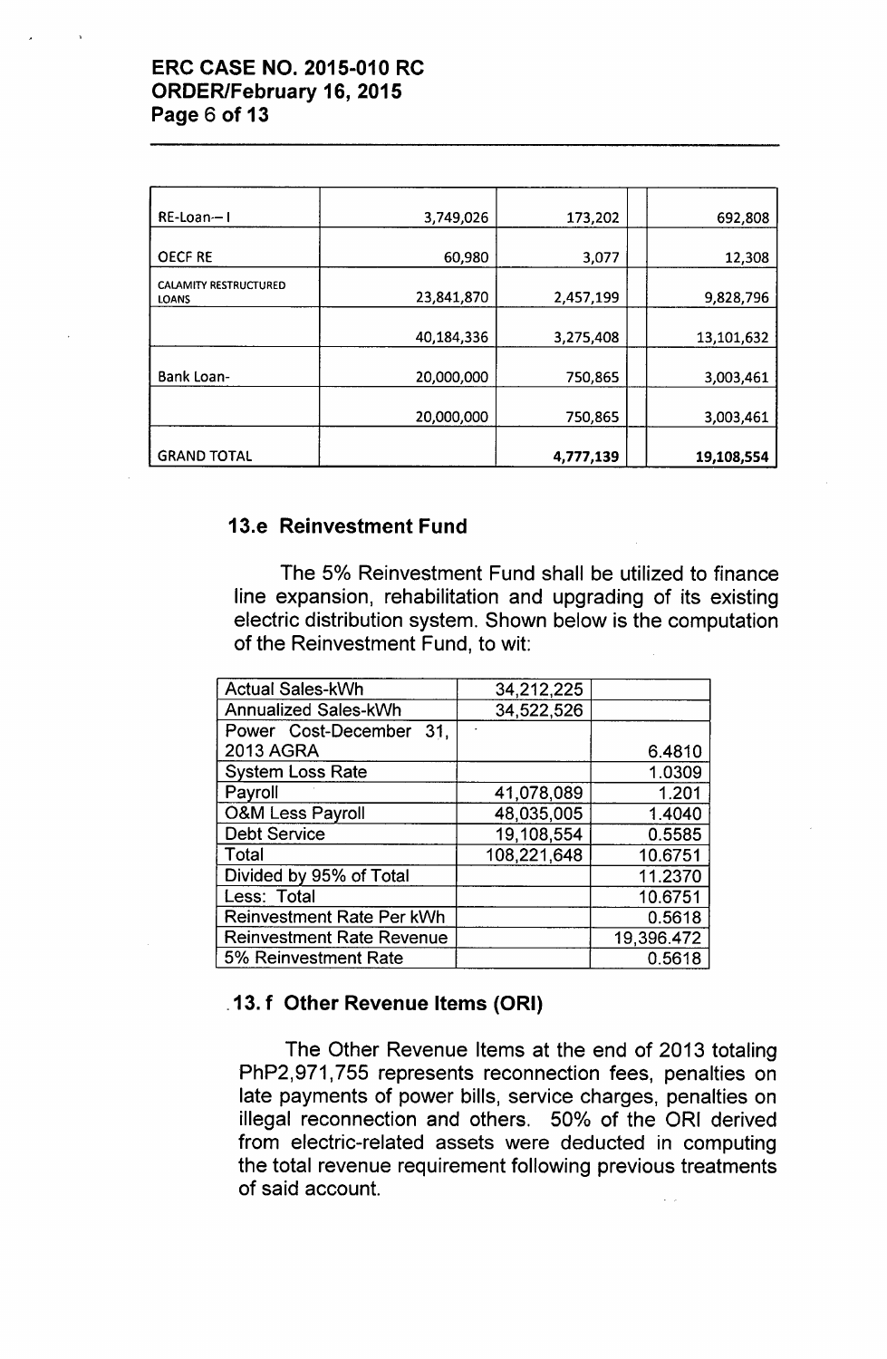| | | | | |
|---|---|---|---|---|
| RE-Loan-- I | 3,749,026 | 173,202 | | 692,808 |
| OECF RE | 60,980 | 3,077 | | 12,308 |
| CALAMITY RESTRUCTURED LOANS | 23,841,870 | 2,457,199 | | 9,828,796 |
| | 40,184,336 | 3,275,408 | | 13,101,632 |
| Bank Loan- | 20,000,000 | 750,865 | | 3,003,461 |
| | 20,000,000 | 750,865 | | 3,003,461 |
| GRAND TOTAL | | **4,777,139** | | **19,108,554** |

### 13.e Reinvestment Fund

The 5% Reinvestment Fund shall be utilized to finance line expansion, rehabilitation and upgrading of its existing electric distribution system. Shown below is the computation of the Reinvestment Fund, to wit:

| | | |
|---|---|---|
| Actual Sales-kWh | 34,212,225 | |
| Annualized Sales-kWh | 34,522,526 | |
| Power Cost-December 31, 2013 AGRA | | 6.4810 |
| System Loss Rate | | 1.0309 |
| Payroll | 41,078,089 | 1.201 |
| O&M Less Payroll | 48,035,005 | 1.4040 |
| Debt Service | 19,108,554 | 0.5585 |
| Total | 108,221,648 | 10.6751 |
| Divided by 95% of Total | | 11.2370 |
| Less: Total | | 10.6751 |
| Reinvestment Rate Per kWh | | 0.5618 |
| Reinvestment Rate Revenue | | 19,396.472 |
| 5% Reinvestment Rate | | 0.5618 |

### 13. f Other Revenue Items (ORI)

The Other Revenue Items at the end of 2013 totaling PhP2,971,755 represents reconnection fees, penalties on late payments of power bills, service charges, penalties on illegal reconnection and others. 50% of the ORI derived from electric-related assets were deducted in computing the total revenue requirement following previous treatments of said account.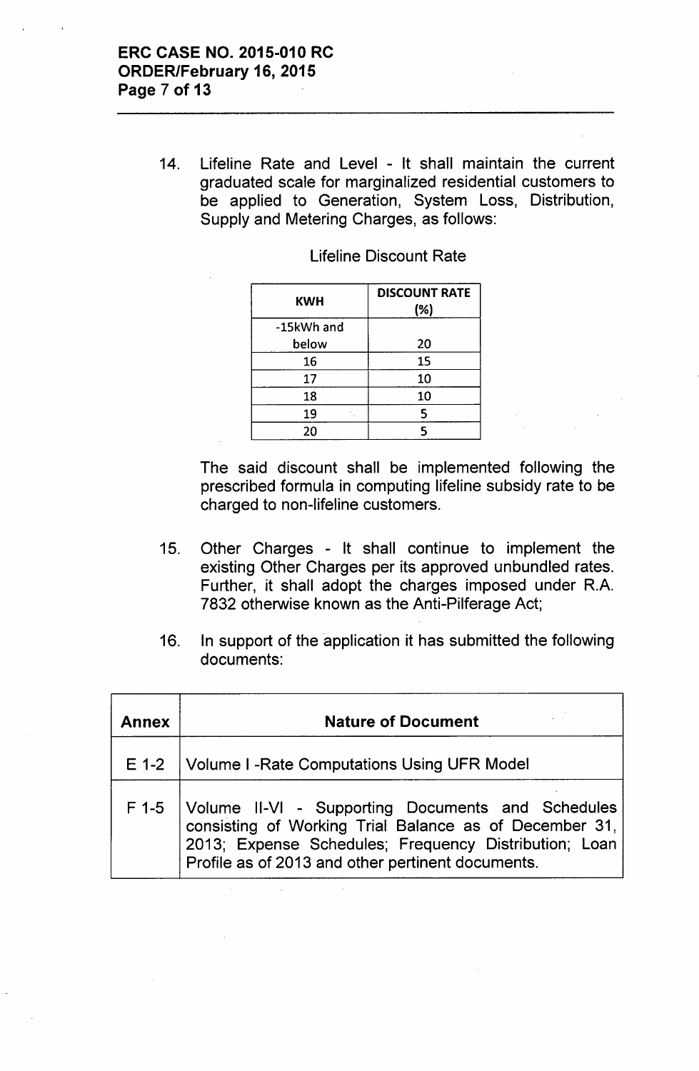14. Lifeline Rate and Level - It shall maintain the current graduated scale for marginalized residential customers to be applied to Generation, System Loss, Distribution, Supply and Metering Charges, as follows:

Lifeline Discount Rate

| KWH | DISCOUNT RATE (%) |
|---|---|
| -15kWh and below | 20 |
| 16 | 15 |
| 17 | 10 |
| 18 | 10 |
| 19 | 5 |
| 20 | 5 |

The said discount shall be implemented following the prescribed formula in computing lifeline subsidy rate to be charged to non-lifeline customers.

15. Other Charges - It shall continue to implement the existing Other Charges per its approved unbundled rates. Further, it shall adopt the charges imposed under R.A. 7832 otherwise known as the Anti-Pilferage Act;

16. In support of the application it has submitted the following documents:

| Annex | Nature of Document |
|---|---|
| E 1-2 | Volume I -Rate Computations Using UFR Model |
| F 1-5 | Volume II-VI - Supporting Documents and Schedules consisting of Working Trial Balance as of December 31, 2013; Expense Schedules; Frequency Distribution; Loan Profile as of 2013 and other pertinent documents. |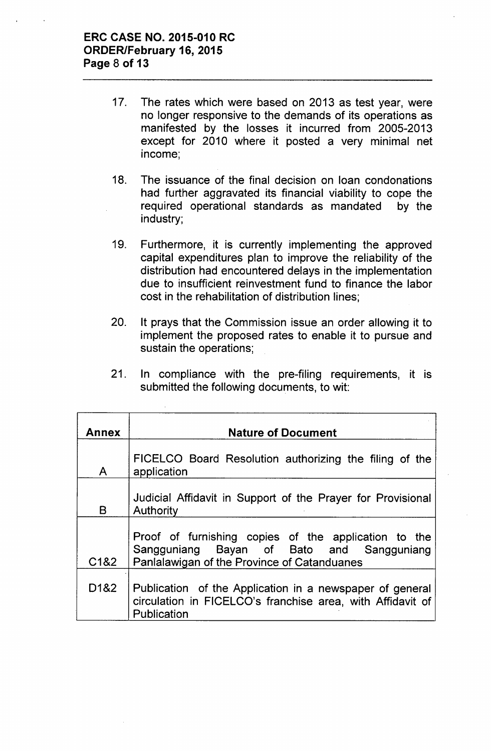17. The rates which were based on 2013 as test year, were no longer responsive to the demands of its operations as manifested by the losses it incurred from 2005-2013 except for 2010 where it posted a very minimal net income;

18. The issuance of the final decision on loan condonations had further aggravated its financial viability to cope the required operational standards as mandated by the industry;

19. Furthermore, it is currently implementing the approved capital expenditures plan to improve the reliability of the distribution had encountered delays in the implementation due to insufficient reinvestment fund to finance the labor cost in the rehabilitation of distribution lines;

20. It prays that the Commission issue an order allowing it to implement the proposed rates to enable it to pursue and sustain the operations;

21. In compliance with the pre-filing requirements, it is submitted the following documents, to wit:

| Annex | Nature of Document |
|---|---|
| A | FICELCO Board Resolution authorizing the filing of the application |
| B | Judicial Affidavit in Support of the Prayer for Provisional Authority |
| C1&2 | Proof of furnishing copies of the application to the Sangguniang Bayan of Bato and Sangguniang Panlalawigan of the Province of Catanduanes |
| D1&2 | Publication of the Application in a newspaper of general circulation in FICELCO's franchise area, with Affidavit of Publication |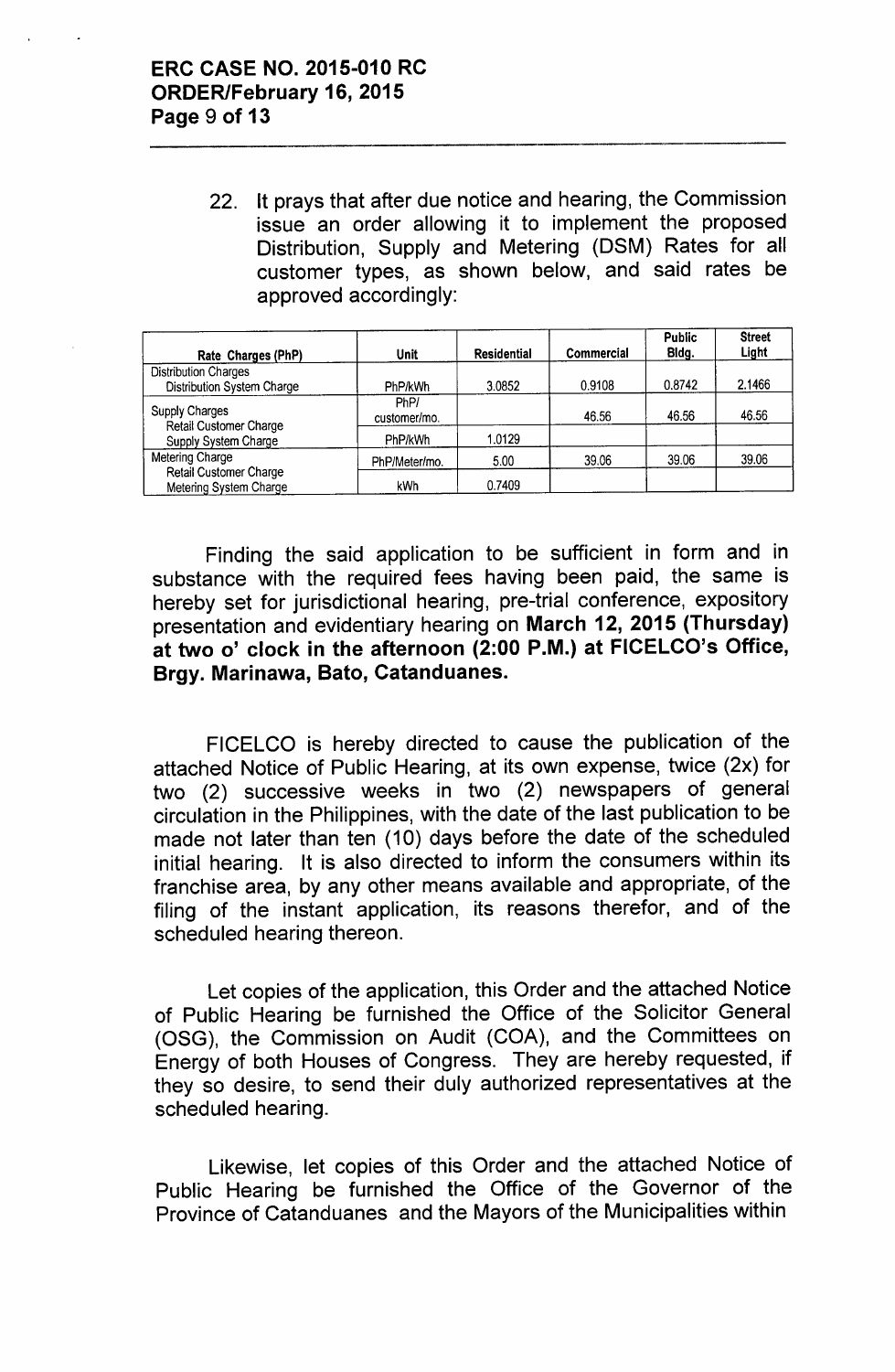22. It prays that after due notice and hearing, the Commission issue an order allowing it to implement the proposed Distribution, Supply and Metering (DSM) Rates for all customer types, as shown below, and said rates be approved accordingly:

| Rate Charges (PhP) | Unit | Residential | Commercial | Public Bldg. | Street Light |
|---|---|---|---|---|---|
| Distribution Charges<br>Distribution System Charge | PhP/kWh | 3.0852 | 0.9108 | 0.8742 | 2.1466 |
| Supply Charges<br>Retail Customer Charge | PhP/ customer/mo. | | 46.56 | 46.56 | 46.56 |
| Supply System Charge | PhP/kWh | 1.0129 | | | |
| Metering Charge<br>Retail Customer Charge | PhP/Meter/mo. | 5.00 | 39.06 | 39.06 | 39.06 |
| Metering System Charge | kWh | 0.7409 | | | |

Finding the said application to be sufficient in form and in substance with the required fees having been paid, the same is hereby set for jurisdictional hearing, pre-trial conference, expository presentation and evidentiary hearing on **March 12, 2015 (Thursday) at two o' clock in the afternoon (2:00 P.M.) at FICELCO's Office, Brgy. Marinawa, Bato, Catanduanes.**

FICELCO is hereby directed to cause the publication of the attached Notice of Public Hearing, at its own expense, twice (2x) for two (2) successive weeks in two (2) newspapers of general circulation in the Philippines, with the date of the last publication to be made not later than ten (10) days before the date of the scheduled initial hearing. It is also directed to inform the consumers within its franchise area, by any other means available and appropriate, of the filing of the instant application, its reasons therefor, and of the scheduled hearing thereon.

Let copies of the application, this Order and the attached Notice of Public Hearing be furnished the Office of the Solicitor General (OSG), the Commission on Audit (COA), and the Committees on Energy of both Houses of Congress. They are hereby requested, if they so desire, to send their duly authorized representatives at the scheduled hearing.

Likewise, let copies of this Order and the attached Notice of Public Hearing be furnished the Office of the Governor of the Province of Catanduanes and the Mayors of the Municipalities within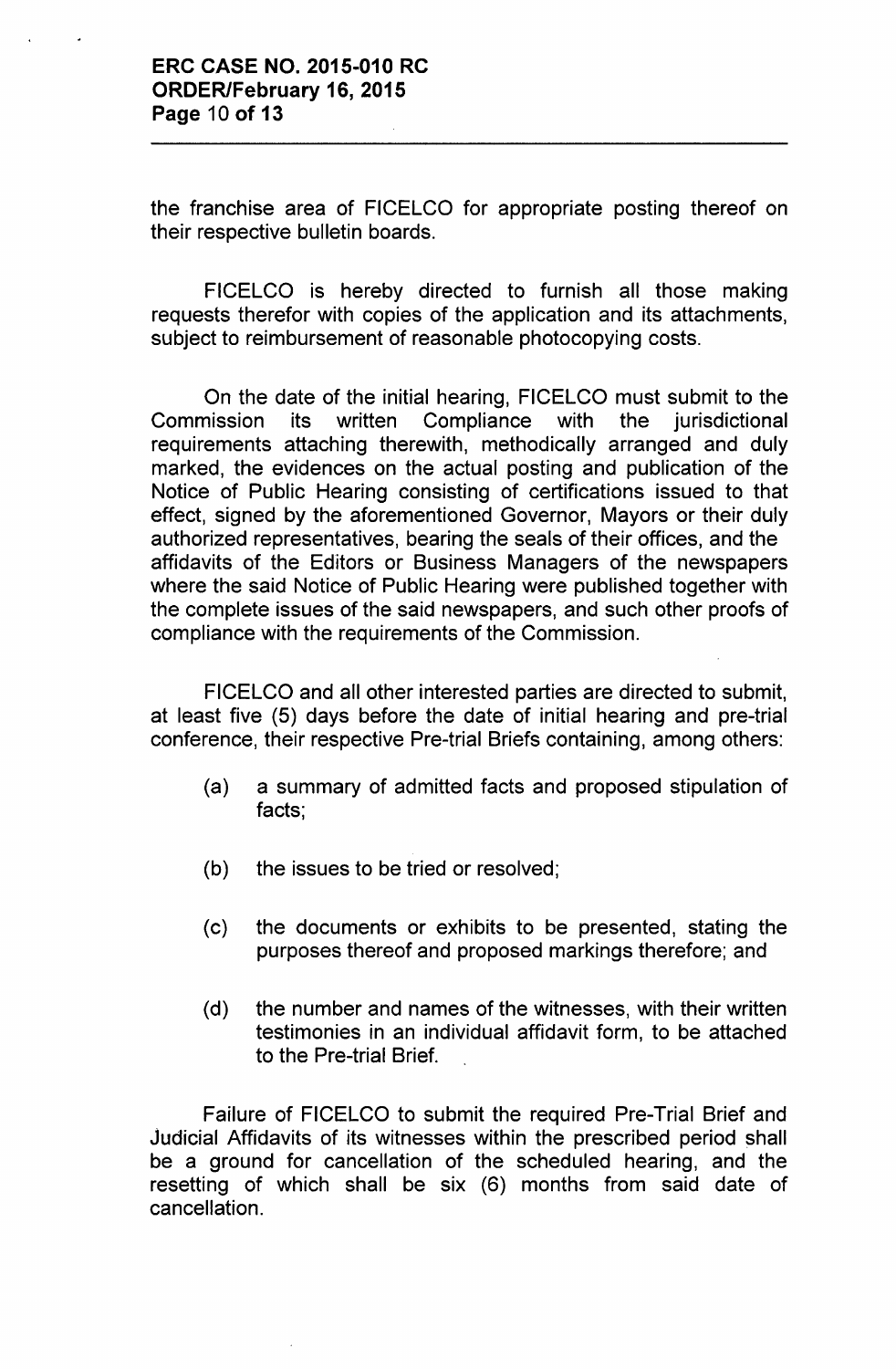the franchise area of FICELCO for appropriate posting thereof on their respective bulletin boards.

FICELCO is hereby directed to furnish all those making requests therefor with copies of the application and its attachments, subject to reimbursement of reasonable photocopying costs.

On the date of the initial hearing, FICELCO must submit to the Commission its written Compliance with the jurisdictional requirements attaching therewith, methodically arranged and duly marked, the evidences on the actual posting and publication of the Notice of Public Hearing consisting of certifications issued to that effect, signed by the aforementioned Governor, Mayors or their duly authorized representatives, bearing the seals of their offices, and the affidavits of the Editors or Business Managers of the newspapers where the said Notice of Public Hearing were published together with the complete issues of the said newspapers, and such other proofs of compliance with the requirements of the Commission.

FICELCO and all other interested parties are directed to submit, at least five (5) days before the date of initial hearing and pre-trial conference, their respective Pre-trial Briefs containing, among others:

(a) a summary of admitted facts and proposed stipulation of facts;

(b) the issues to be tried or resolved;

(c) the documents or exhibits to be presented, stating the purposes thereof and proposed markings therefore; and

(d) the number and names of the witnesses, with their written testimonies in an individual affidavit form, to be attached to the Pre-trial Brief.

Failure of FICELCO to submit the required Pre-Trial Brief and Judicial Affidavits of its witnesses within the prescribed period shall be a ground for cancellation of the scheduled hearing, and the resetting of which shall be six (6) months from said date of cancellation.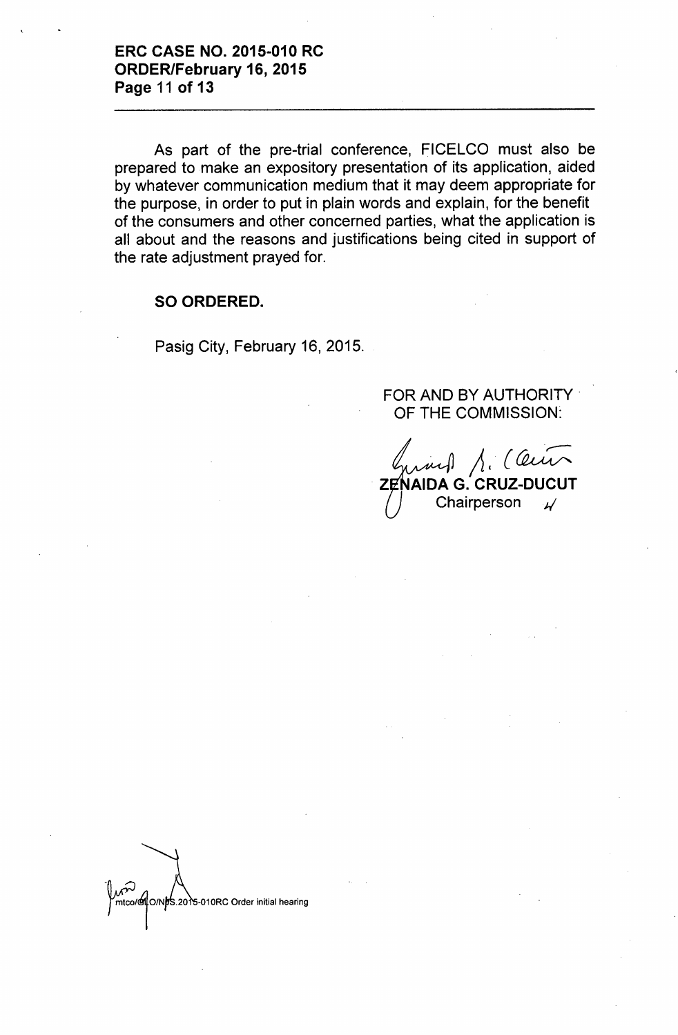As part of the pre-trial conference, FICELCO must also be prepared to make an expository presentation of its application, aided by whatever communication medium that it may deem appropriate for the purpose, in order to put in plain words and explain, for the benefit of the consumers and other concerned parties, what the application is all about and the reasons and justifications being cited in support of the rate adjustment prayed for.

**SO ORDERED.**

Pasig City, February 16, 2015.

FOR AND BY AUTHORITY OF THE COMMISSION:

**ZENAIDA G. CRUZ-DUCUT**
Chairperson

mtco/ O/NS.2015-010RC Order initial hearing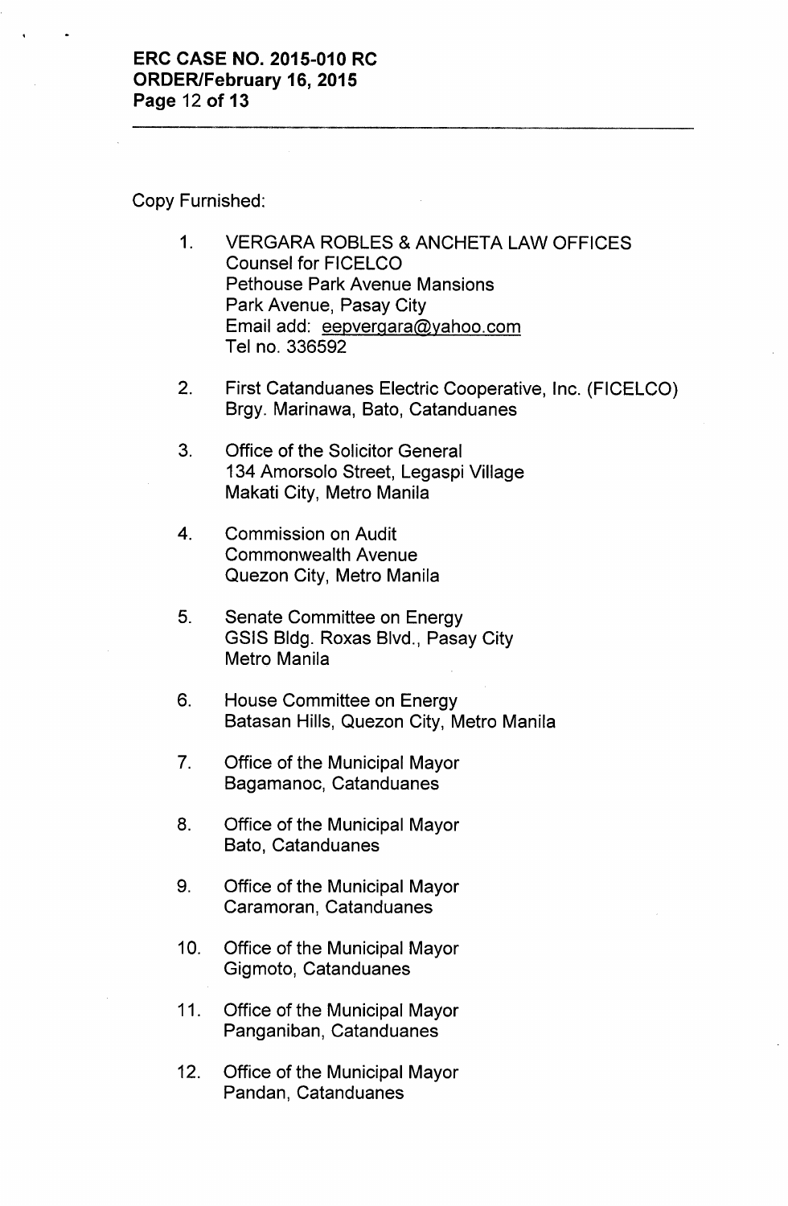Copy Furnished:

1. VERGARA ROBLES & ANCHETA LAW OFFICES
   Counsel for FICELCO
   Pethouse Park Avenue Mansions
   Park Avenue, Pasay City
   Email add: eepvergara@yahoo.com
   Tel no. 336592

2. First Catanduanes Electric Cooperative, Inc. (FICELCO)
   Brgy. Marinawa, Bato, Catanduanes

3. Office of the Solicitor General
   134 Amorsolo Street, Legaspi Village
   Makati City, Metro Manila

4. Commission on Audit
   Commonwealth Avenue
   Quezon City, Metro Manila

5. Senate Committee on Energy
   GSIS Bldg. Roxas Blvd., Pasay City
   Metro Manila

6. House Committee on Energy
   Batasan Hills, Quezon City, Metro Manila

7. Office of the Municipal Mayor
   Bagamanoc, Catanduanes

8. Office of the Municipal Mayor
   Bato, Catanduanes

9. Office of the Municipal Mayor
   Caramoran, Catanduanes

10. Office of the Municipal Mayor
    Gigmoto, Catanduanes

11. Office of the Municipal Mayor
    Panganiban, Catanduanes

12. Office of the Municipal Mayor
    Pandan, Catanduanes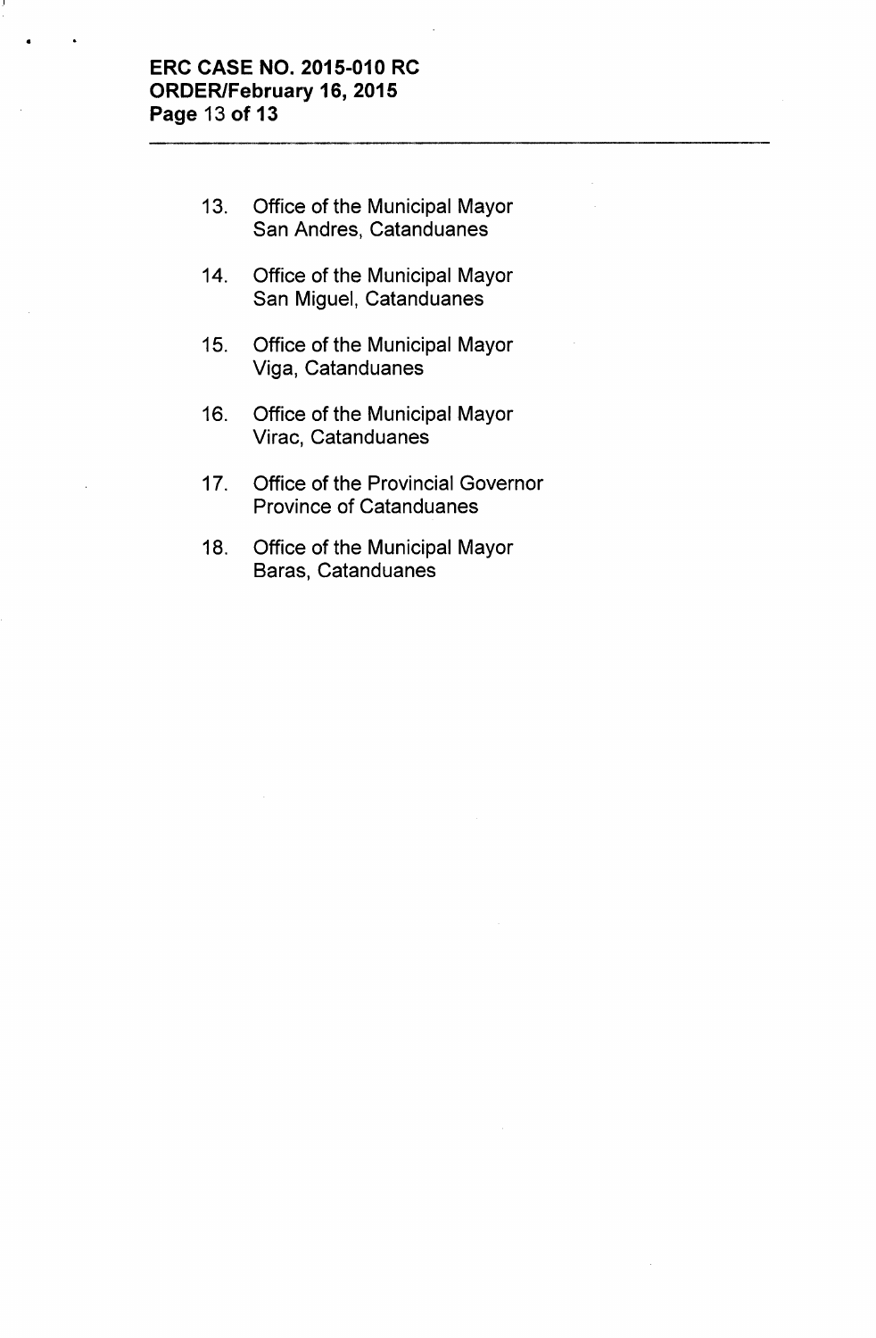13. Office of the Municipal Mayor
    San Andres, Catanduanes

14. Office of the Municipal Mayor
    San Miguel, Catanduanes

15. Office of the Municipal Mayor
    Viga, Catanduanes

16. Office of the Municipal Mayor
    Virac, Catanduanes

17. Office of the Provincial Governor
    Province of Catanduanes

18. Office of the Municipal Mayor
    Baras, Catanduanes